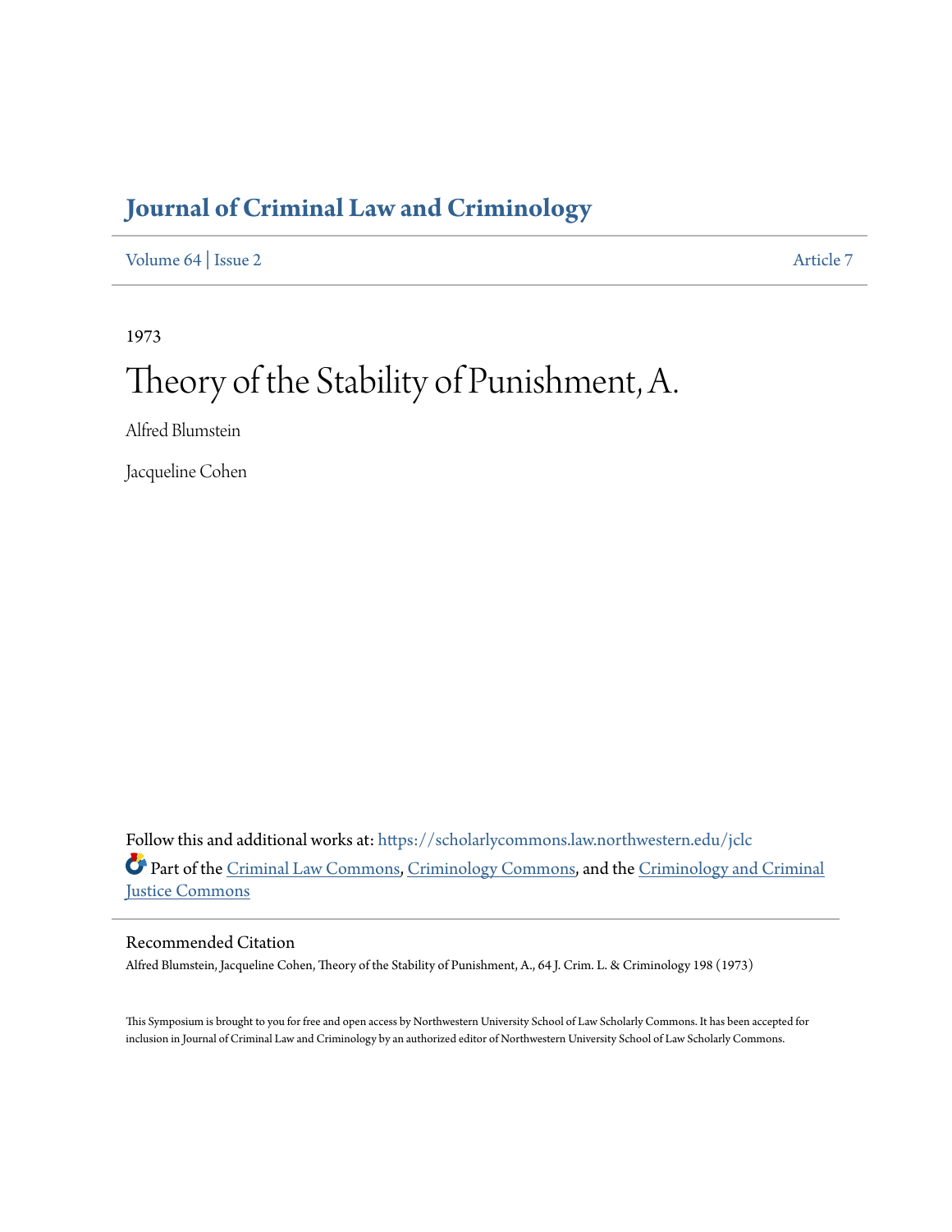# Journal of Criminal Law and Criminology

Volume 64 | Issue 2 Article 7

1973

# Theory of the Stability of Punishment, A.

Alfred Blumstein

Jacqueline Cohen

Follow this and additional works at: https://scholarlycommons.law.northwestern.edu/jclc

Part of the Criminal Law Commons, Criminology Commons, and the Criminology and Criminal Justice Commons

## Recommended Citation

Alfred Blumstein, Jacqueline Cohen, Theory of the Stability of Punishment, A., 64 J. Crim. L. & Criminology 198 (1973)

This Symposium is brought to you for free and open access by Northwestern University School of Law Scholarly Commons. It has been accepted for inclusion in Journal of Criminal Law and Criminology by an authorized editor of Northwestern University School of Law Scholarly Commons.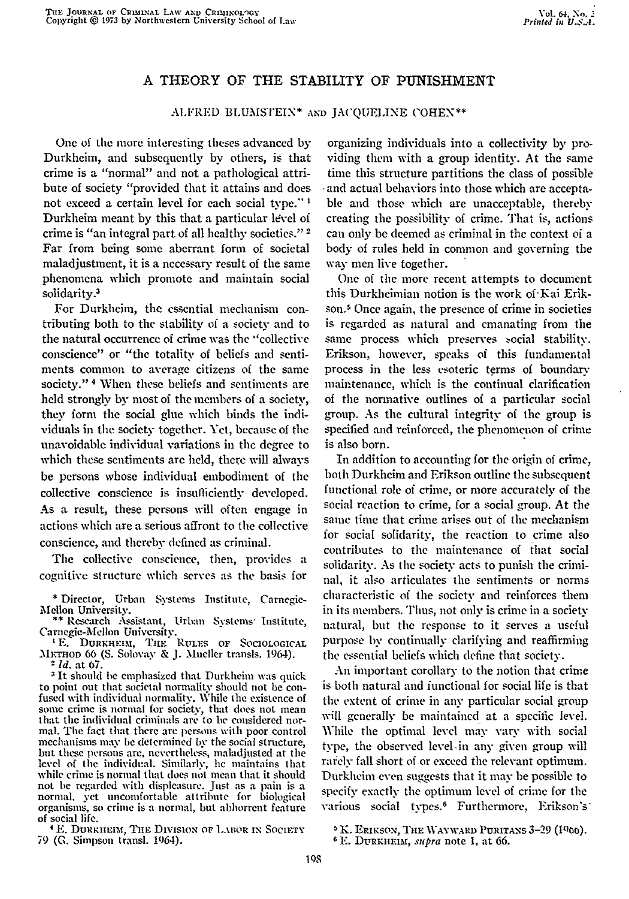# A THEORY OF THE STABILITY OF PUNISHMENT

ALFRED BLUMSTEIN* AND JACQUELINE COHEN**

One of the more interesting theses advanced by Durkheim, and subsequently by others, is that crime is a "normal" and not a pathological attribute of society "provided that it attains and does not exceed a certain level for each social type."[1] Durkheim meant by this that a particular level of crime is "an integral part of all healthy societies."[2] Far from being some aberrant form of societal maladjustment, it is a necessary result of the same phenomena which promote and maintain social solidarity.[3]

For Durkheim, the essential mechanism contributing both to the stability of a society and to the natural occurrence of crime was the "collective conscience" or "the totality of beliefs and sentiments common to average citizens of the same society."[4] When these beliefs and sentiments are held strongly by most of the members of a society, they form the social glue which binds the individuals in the society together. Yet, because of the unavoidable individual variations in the degree to which these sentiments are held, there will always be persons whose individual embodiment of the collective conscience is insufficiently developed. As a result, these persons will often engage in actions which are a serious affront to the collective conscience, and thereby defined as criminal.

The collective conscience, then, provides a cognitive structure which serves as the basis for organizing individuals into a collectivity by providing them with a group identity. At the same time this structure partitions the class of possible and actual behaviors into those which are acceptable and those which are unacceptable, thereby creating the possibility of crime. That is, actions can only be deemed as criminal in the context of a body of rules held in common and governing the way men live together.

One of the more recent attempts to document this Durkheimian notion is the work of Kai Erikson.[5] Once again, the presence of crime in societies is regarded as natural and emanating from the same process which preserves social stability. Erikson, however, speaks of this fundamental process in the less esoteric terms of boundary maintenance, which is the continual clarification of the normative outlines of a particular social group. As the cultural integrity of the group is specified and reinforced, the phenomenon of crime is also born.

In addition to accounting for the origin of crime, both Durkheim and Erikson outline the subsequent functional role of crime, or more accurately of the social reaction to crime, for a social group. At the same time that crime arises out of the mechanism for social solidarity, the reaction to crime also contributes to the maintenance of that social solidarity. As the society acts to punish the criminal, it also articulates the sentiments or norms characteristic of the society and reinforces them in its members. Thus, not only is crime in a society natural, but the response to it serves a useful purpose by continually clarifying and reaffirming the essential beliefs which define that society.

An important corollary to the notion that crime is both natural and functional for social life is that the extent of crime in any particular social group will generally be maintained at a specific level. While the optimal level may vary with social type, the observed level in any given group will rarely fall short of or exceed the relevant optimum. Durkheim even suggests that it may be possible to specify exactly the optimum level of crime for the various social types.[6] Furthermore, Erikson's

---

\* Director, Urban Systems Institute, Carnegie-Mellon University.

\*\* Research Assistant, Urban Systems Institute, Carnegie-Mellon University.

[1] E. DURKHEIM, THE RULES OF SOCIOLOGICAL METHOD 66 (S. Solovay & J. Mueller transls. 1964).

[2] *Id.* at 67.

[3] It should be emphasized that Durkheim was quick to point out that societal normality should not be confused with individual normality. While the existence of some crime is normal for society, that does not mean that the individual criminals are to be considered normal. The fact that there are persons with poor control mechanisms may be determined by the social structure, but these persons are, nevertheless, maladjusted at the level of the individual. Similarly, he maintains that while crime is normal that does not mean that it should not be regarded with displeasure. Just as a pain is a normal, yet uncomfortable attribute for biological organisms, so crime is a normal, but abhorrent feature of social life.

[4] E. DURKHEIM, THE DIVISION OF LABOR IN SOCIETY 79 (G. Simpson transl. 1964).

[5] K. ERIKSON, THE WAYWARD PURITANS 3–29 (1966).

[6] E. DURKHEIM, *supra* note 1, at 66.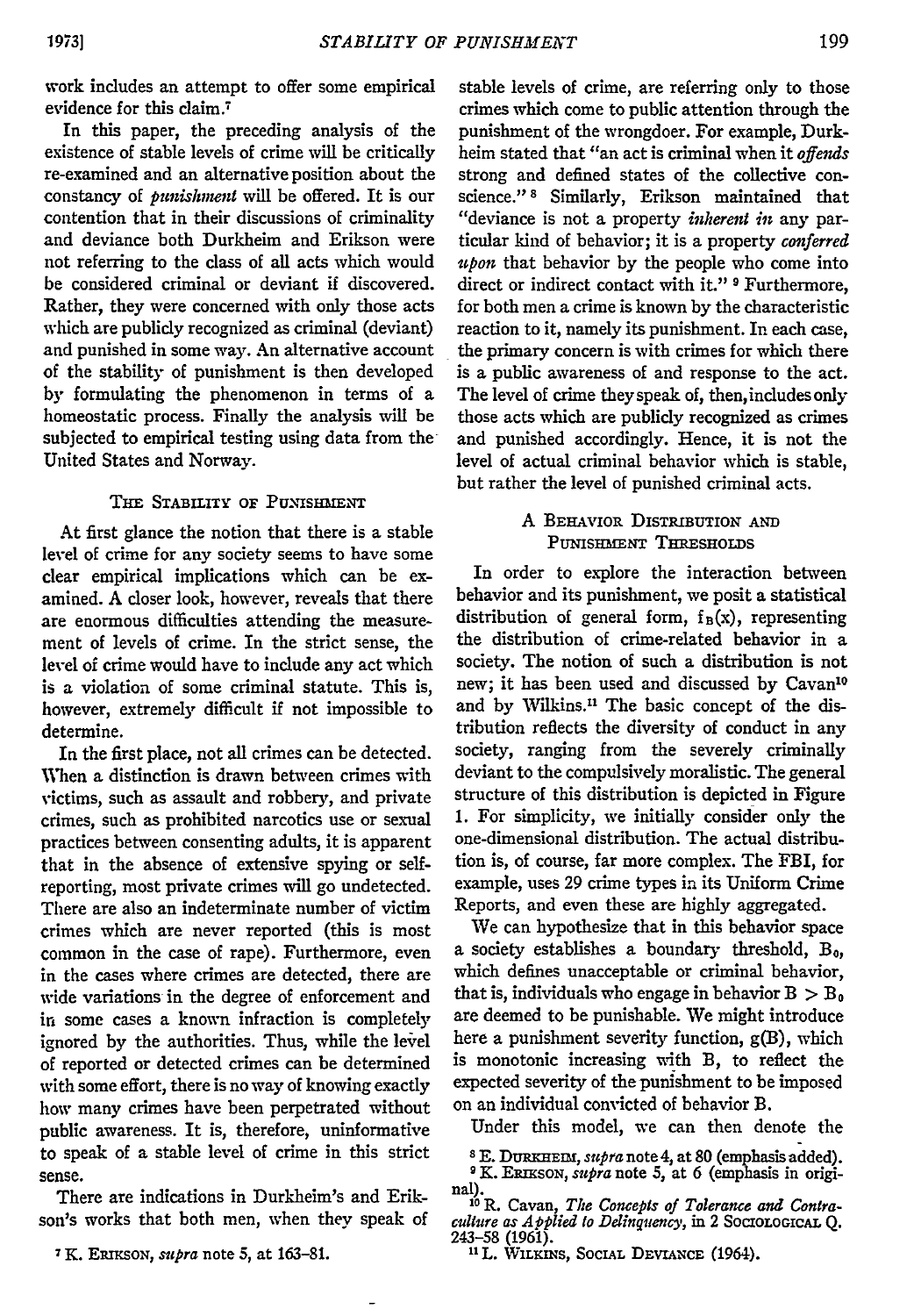work includes an attempt to offer some empirical evidence for this claim.[7]

In this paper, the preceding analysis of the existence of stable levels of crime will be critically re-examined and an alternative position about the constancy of *punishment* will be offered. It is our contention that in their discussions of criminality and deviance both Durkheim and Erikson were not referring to the class of all acts which would be considered criminal or deviant if discovered. Rather, they were concerned with only those acts which are publicly recognized as criminal (deviant) and punished in some way. An alternative account of the stability of punishment is then developed by formulating the phenomenon in terms of a homeostatic process. Finally the analysis will be subjected to empirical testing using data from the United States and Norway.

## THE STABILITY OF PUNISHMENT

At first glance the notion that there is a stable level of crime for any society seems to have some clear empirical implications which can be examined. A closer look, however, reveals that there are enormous difficulties attending the measurement of levels of crime. In the strict sense, the level of crime would have to include any act which is a violation of some criminal statute. This is, however, extremely difficult if not impossible to determine.

In the first place, not all crimes can be detected. When a distinction is drawn between crimes with victims, such as assault and robbery, and private crimes, such as prohibited narcotics use or sexual practices between consenting adults, it is apparent that in the absence of extensive spying or self-reporting, most private crimes will go undetected. There are also an indeterminate number of victim crimes which are never reported (this is most common in the case of rape). Furthermore, even in the cases where crimes are detected, there are wide variations in the degree of enforcement and in some cases a known infraction is completely ignored by the authorities. Thus, while the level of reported or detected crimes can be determined with some effort, there is no way of knowing exactly how many crimes have been perpetrated without public awareness. It is, therefore, uninformative to speak of a stable level of crime in this strict sense.

There are indications in Durkheim's and Erikson's works that both men, when they speak of stable levels of crime, are referring only to those crimes which come to public attention through the punishment of the wrongdoer. For example, Durkheim stated that "an act is criminal when it *offends* strong and defined states of the collective conscience."[8] Similarly, Erikson maintained that "deviance is not a property *inherent in* any particular kind of behavior; it is a property *conferred upon* that behavior by the people who come into direct or indirect contact with it."[9] Furthermore, for both men a crime is known by the characteristic reaction to it, namely its punishment. In each case, the primary concern is with crimes for which there is a public awareness of and response to the act. The level of crime they speak of, then, includes only those acts which are publicly recognized as crimes and punished accordingly. Hence, it is not the level of actual criminal behavior which is stable, but rather the level of punished criminal acts.

## A BEHAVIOR DISTRIBUTION AND PUNISHMENT THRESHOLDS

In order to explore the interaction between behavior and its punishment, we posit a statistical distribution of general form, $f_B(x)$, representing the distribution of crime-related behavior in a society. The notion of such a distribution is not new; it has been used and discussed by Cavan[10] and by Wilkins.[11] The basic concept of the distribution reflects the diversity of conduct in any society, ranging from the severely criminally deviant to the compulsively moralistic. The general structure of this distribution is depicted in Figure 1. For simplicity, we initially consider only the one-dimensional distribution. The actual distribution is, of course, far more complex. The FBI, for example, uses 29 crime types in its Uniform Crime Reports, and even these are highly aggregated.

We can hypothesize that in this behavior space a society establishes a boundary threshold, $B_0$, which defines unacceptable or criminal behavior, that is, individuals who engage in behavior $B > B_0$ are deemed to be punishable. We might introduce here a punishment severity function, $g(B)$, which is monotonic increasing with B, to reflect the expected severity of the punishment to be imposed on an individual convicted of behavior B.

Under this model, we can then denote the

[7] K. ERIKSON, *supra* note 5, at 163–81.

[8] E. DURKHEIM, *supra* note 4, at 80 (emphasis added).

[9] K. ERIKSON, *supra* note 5, at 6 (emphasis in original).

[10] R. Cavan, *The Concepts of Tolerance and Contraculture as Applied to Delinquency*, in 2 SOCIOLOGICAL Q. 243–58 (1961).

[11] L. WILKINS, SOCIAL DEVIANCE (1964).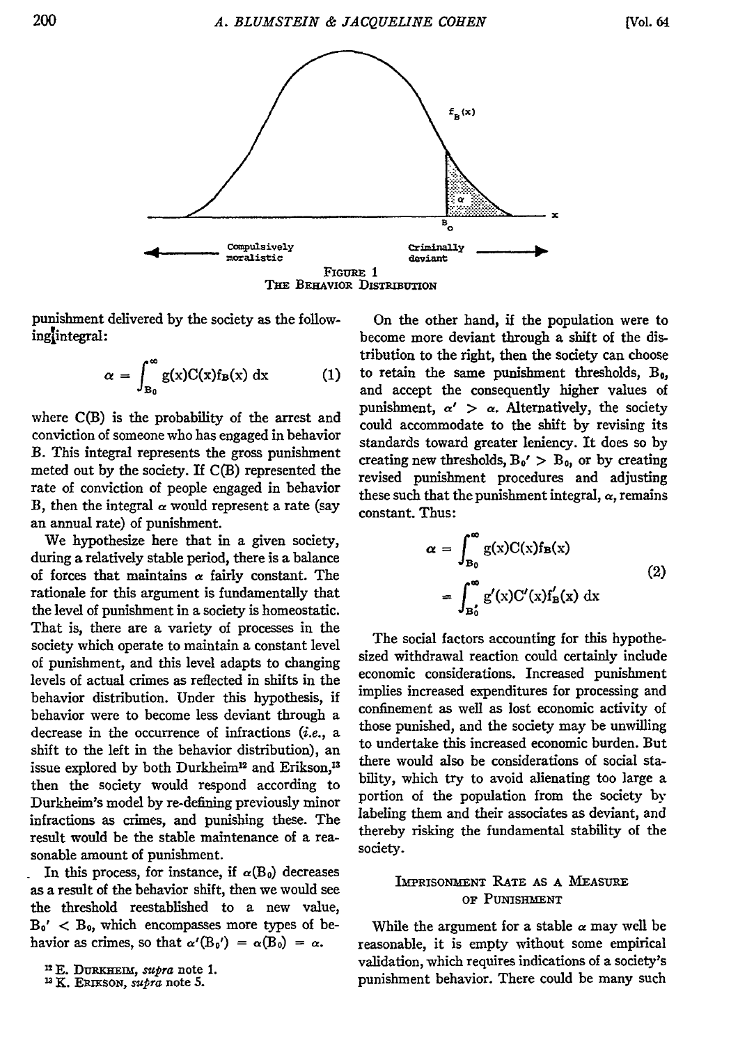FIGURE 1
THE BEHAVIOR DISTRIBUTION

punishment delivered by the society as the following integral:

$$\alpha = \int_{B_0}^{\infty} g(x)C(x)f_B(x)\,dx \qquad (1)$$

where C(B) is the probability of the arrest and conviction of someone who has engaged in behavior B. This integral represents the gross punishment meted out by the society. If C(B) represented the rate of conviction of people engaged in behavior B, then the integral $\alpha$ would represent a rate (say an annual rate) of punishment.

We hypothesize here that in a given society, during a relatively stable period, there is a balance of forces that maintains $\alpha$ fairly constant. The rationale for this argument is fundamentally that the level of punishment in a society is homeostatic. That is, there are a variety of processes in the society which operate to maintain a constant level of punishment, and this level adapts to changing levels of actual crimes as reflected in shifts in the behavior distribution. Under this hypothesis, if behavior were to become less deviant through a decrease in the occurrence of infractions (*i.e.*, a shift to the left in the behavior distribution), an issue explored by both Durkheim[12] and Erikson,[13] then the society would respond according to Durkheim's model by re-defining previously minor infractions as crimes, and punishing these. The result would be the stable maintenance of a reasonable amount of punishment.

In this process, for instance, if $\alpha(B_0)$ decreases as a result of the behavior shift, then we would see the threshold reestablished to a new value, $B_0' < B_0$, which encompasses more types of behavior as crimes, so that $\alpha'(B_0') = \alpha(B_0) = \alpha$.

On the other hand, if the population were to become more deviant through a shift of the distribution to the right, then the society can choose to retain the same punishment thresholds, $B_0$, and accept the consequently higher values of punishment, $\alpha' > \alpha$. Alternatively, the society could accommodate to the shift by revising its standards toward greater leniency. It does so by creating new thresholds, $B_0' > B_0$, or by creating revised punishment procedures and adjusting these such that the punishment integral, $\alpha$, remains constant. Thus:

$$\alpha = \int_{B_0}^{\infty} g(x)C(x)f_B(x) = \int_{B_0'}^{\infty} g'(x)C'(x)f_B'(x)\,dx \qquad (2)$$

The social factors accounting for this hypothesized withdrawal reaction could certainly include economic considerations. Increased punishment implies increased expenditures for processing and confinement as well as lost economic activity of those punished, and the society may be unwilling to undertake this increased economic burden. But there would also be considerations of social stability, which try to avoid alienating too large a portion of the population from the society by labeling them and their associates as deviant, and thereby risking the fundamental stability of the society.

## IMPRISONMENT RATE AS A MEASURE OF PUNISHMENT

While the argument for a stable $\alpha$ may well be reasonable, it is empty without some empirical validation, which requires indications of a society's punishment behavior. There could be many such

[12] E. DURKHEIM, *supra* note 1.
[13] K. ERIKSON, *supra* note 5.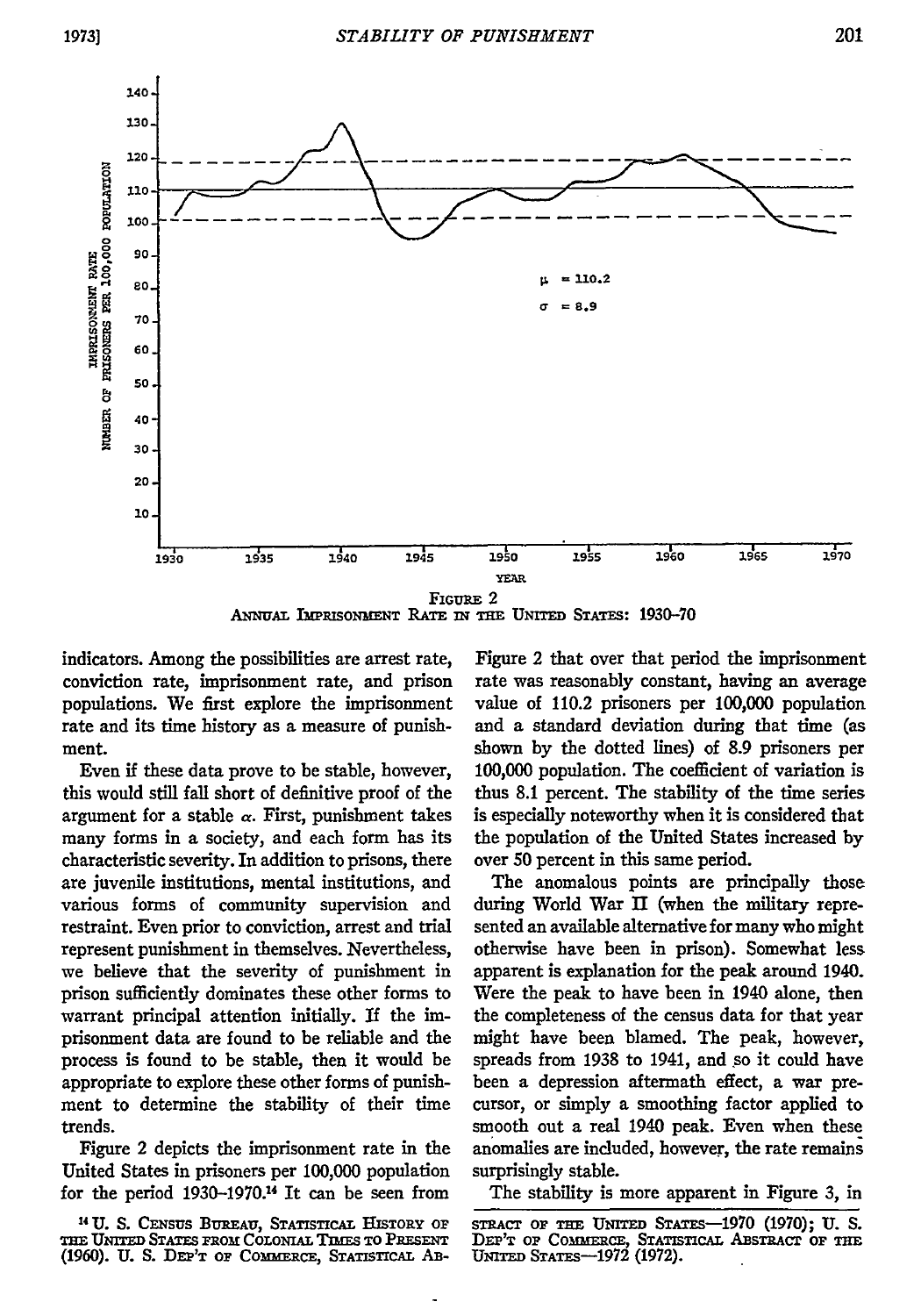FIGURE 2
ANNUAL IMPRISONMENT RATE IN THE UNITED STATES: 1930–70

indicators. Among the possibilities are arrest rate, conviction rate, imprisonment rate, and prison populations. We first explore the imprisonment rate and its time history as a measure of punishment.

Even if these data prove to be stable, however, this would still fall short of definitive proof of the argument for a stable $\alpha$. First, punishment takes many forms in a society, and each form has its characteristic severity. In addition to prisons, there are juvenile institutions, mental institutions, and various forms of community supervision and restraint. Even prior to conviction, arrest and trial represent punishment in themselves. Nevertheless, we believe that the severity of punishment in prison sufficiently dominates these other forms to warrant principal attention initially. If the imprisonment data are found to be reliable and the process is found to be stable, then it would be appropriate to explore these other forms of punishment to determine the stability of their time trends.

Figure 2 depicts the imprisonment rate in the United States in prisoners per 100,000 population for the period 1930–1970.[14] It can be seen from Figure 2 that over that period the imprisonment rate was reasonably constant, having an average value of 110.2 prisoners per 100,000 population and a standard deviation during that time (as shown by the dotted lines) of 8.9 prisoners per 100,000 population. The coefficient of variation is thus 8.1 percent. The stability of the time series is especially noteworthy when it is considered that the population of the United States increased by over 50 percent in this same period.

The anomalous points are principally those during World War II (when the military represented an available alternative for many who might otherwise have been in prison). Somewhat less apparent is explanation for the peak around 1940. Were the peak to have been in 1940 alone, then the completeness of the census data for that year might have been blamed. The peak, however, spreads from 1938 to 1941, and so it could have been a depression aftermath effect, a war precursor, or simply a smoothing factor applied to smooth out a real 1940 peak. Even when these anomalies are included, however, the rate remains surprisingly stable.

The stability is more apparent in Figure 3, in

[14] U. S. CENSUS BUREAU, STATISTICAL HISTORY OF THE UNITED STATES FROM COLONIAL TIMES TO PRESENT (1960). U. S. DEP'T OF COMMERCE, STATISTICAL ABSTRACT OF THE UNITED STATES—1970 (1970); U. S. DEP'T OF COMMERCE, STATISTICAL ABSTRACT OF THE UNITED STATES—1972 (1972).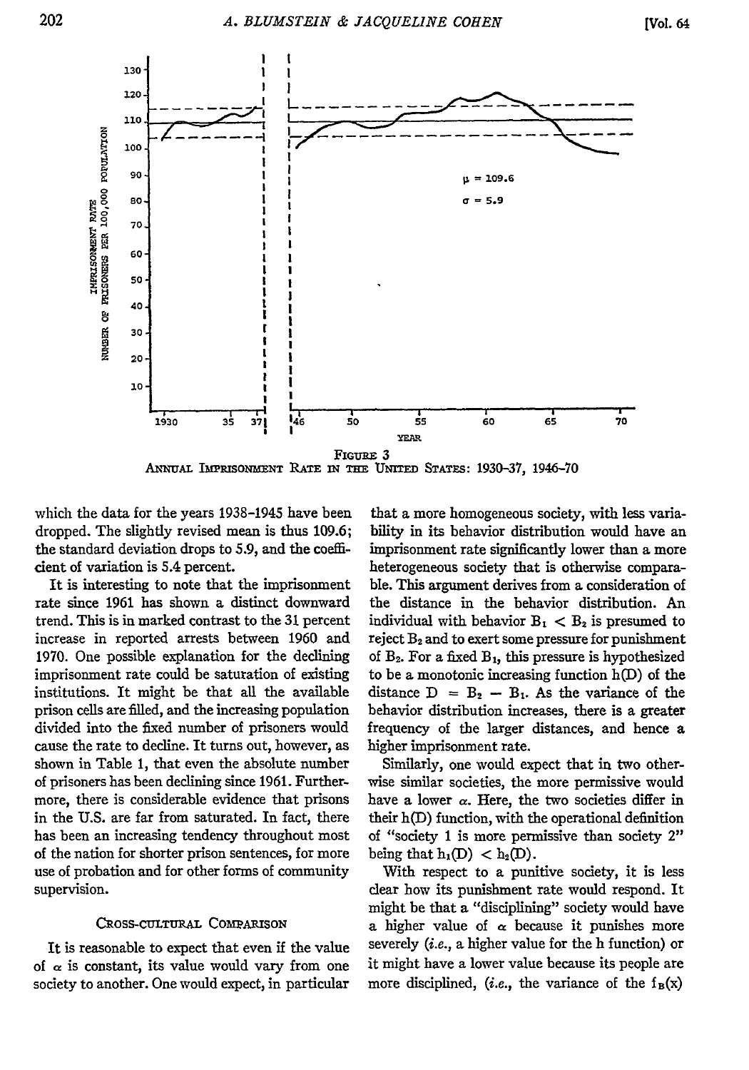FIGURE 3
ANNUAL IMPRISONMENT RATE IN THE UNITED STATES: 1930–37, 1946–70

which the data for the years 1938–1945 have been dropped. The slightly revised mean is thus 109.6; the standard deviation drops to 5.9, and the coefficient of variation is 5.4 percent.

It is interesting to note that the imprisonment rate since 1961 has shown a distinct downward trend. This is in marked contrast to the 31 percent increase in reported arrests between 1960 and 1970. One possible explanation for the declining imprisonment rate could be saturation of existing institutions. It might be that all the available prison cells are filled, and the increasing population divided into the fixed number of prisoners would cause the rate to decline. It turns out, however, as shown in Table 1, that even the absolute number of prisoners has been declining since 1961. Furthermore, there is considerable evidence that prisons in the U.S. are far from saturated. In fact, there has been an increasing tendency throughout most of the nation for shorter prison sentences, for more use of probation and for other forms of community supervision.

## CROSS-CULTURAL COMPARISON

It is reasonable to expect that even if the value of $\alpha$ is constant, its value would vary from one society to another. One would expect, in particular that a more homogeneous society, with less variability in its behavior distribution would have an imprisonment rate significantly lower than a more heterogeneous society that is otherwise comparable. This argument derives from a consideration of the distance in the behavior distribution. An individual with behavior $B_1 < B_2$ is presumed to reject $B_2$ and to exert some pressure for punishment of $B_2$. For a fixed $B_1$, this pressure is hypothesized to be a monotonic increasing function $h(D)$ of the distance $D = B_2 - B_1$. As the variance of the behavior distribution increases, there is a greater frequency of the larger distances, and hence a higher imprisonment rate.

Similarly, one would expect that in two otherwise similar societies, the more permissive would have a lower $\alpha$. Here, the two societies differ in their $h(D)$ function, with the operational definition of "society 1 is more permissive than society 2" being that $h_1(D) < h_2(D)$.

With respect to a punitive society, it is less clear how its punishment rate would respond. It might be that a "disciplining" society would have a higher value of $\alpha$ because it punishes more severely (*i.e.*, a higher value for the h function) or it might have a lower value because its people are more disciplined, (*i.e.*, the variance of the $f_B(x)$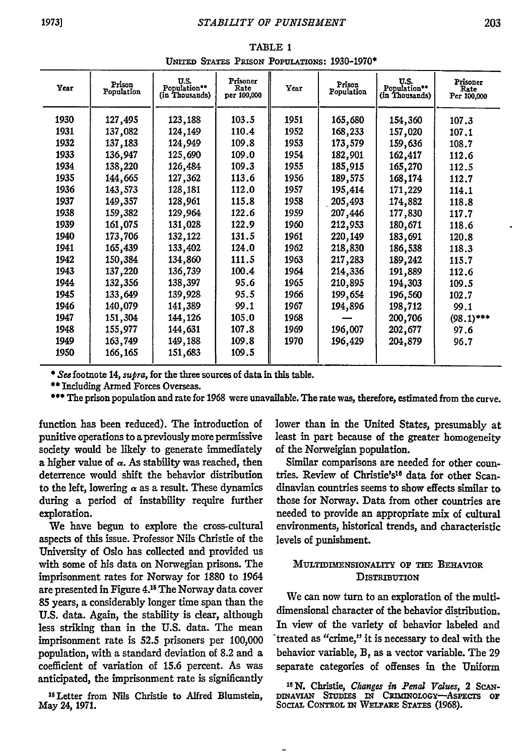TABLE 1

United States Prison Populations: 1930-1970*

| Year | Prison Population | U.S. Population** (in Thousands) | Prisoner Rate per 100,000 | Year | Prison Population | U.S. Population** (in Thousands) | Prisoner Rate Per 100,000 |
|---|---|---|---|---|---|---|---|
| 1930 | 127,495 | 123,188 | 103.5 | 1951 | 165,680 | 154,360 | 107.3 |
| 1931 | 137,082 | 124,149 | 110.4 | 1952 | 168,233 | 157,020 | 107.1 |
| 1932 | 137,183 | 124,949 | 109.8 | 1953 | 173,579 | 159,636 | 108.7 |
| 1933 | 136,947 | 125,690 | 109.0 | 1954 | 182,901 | 162,417 | 112.6 |
| 1934 | 138,220 | 126,484 | 109.3 | 1955 | 185,915 | 165,270 | 112.5 |
| 1935 | 144,665 | 127,362 | 113.6 | 1956 | 189,575 | 168,174 | 112.7 |
| 1936 | 143,573 | 128,181 | 112.0 | 1957 | 195,414 | 171,229 | 114.1 |
| 1937 | 149,357 | 128,961 | 115.8 | 1958 | 205,493 | 174,882 | 118.8 |
| 1938 | 159,382 | 129,964 | 122.6 | 1959 | 207,446 | 177,830 | 117.7 |
| 1939 | 161,075 | 131,028 | 122.9 | 1960 | 212,953 | 180,671 | 118.6 |
| 1940 | 173,706 | 132,122 | 131.5 | 1961 | 220,149 | 183,691 | 120.8 |
| 1941 | 165,439 | 133,402 | 124.0 | 1962 | 218,830 | 186,538 | 118.3 |
| 1942 | 150,384 | 134,860 | 111.5 | 1963 | 217,283 | 189,242 | 115.7 |
| 1943 | 137,220 | 136,739 | 100.4 | 1964 | 214,336 | 191,889 | 112.6 |
| 1944 | 132,356 | 138,397 | 95.6 | 1965 | 210,895 | 194,303 | 109.5 |
| 1945 | 133,649 | 139,928 | 95.5 | 1966 | 199,654 | 196,560 | 102.7 |
| 1946 | 140,079 | 141,389 | 99.1 | 1967 | 194,896 | 198,712 | 99.1 |
| 1947 | 151,304 | 144,126 | 105.0 | 1968 | — | 200,706 | (98.1)*** |
| 1948 | 155,977 | 144,631 | 107.8 | 1969 | 196,007 | 202,677 | 97.6 |
| 1949 | 163,749 | 149,188 | 109.8 | 1970 | 196,429 | 204,879 | 96.7 |
| 1950 | 166,165 | 151,683 | 109.5 | | | | |

\* *See* footnote 14, *supra*, for the three sources of data in this table.

\*\* Including Armed Forces Overseas.

\*\*\* The prison population and rate for 1968 were unavailable. The rate was, therefore, estimated from the curve.

function has been reduced). The introduction of punitive operations to a previously more permissive society would be likely to generate immediately a higher value of $\alpha$. As stability was reached, then deterrence would shift the behavior distribution to the left, lowering $\alpha$ as a result. These dynamics during a period of instability require further exploration.

We have begun to explore the cross-cultural aspects of this issue. Professor Nils Christie of the University of Oslo has collected and provided us with some of his data on Norwegian prisons. The imprisonment rates for Norway for 1880 to 1964 are presented in Figure 4.[15] The Norway data cover 85 years, a considerably longer time span than the U.S. data. Again, the stability is clear, although less striking than in the U.S. data. The mean imprisonment rate is 52.5 prisoners per 100,000 population, with a standard deviation of 8.2 and a coefficient of variation of 15.6 percent. As was anticipated, the imprisonment rate is significantly lower than in the United States, presumably at least in part because of the greater homogeneity of the Norweigian population.

Similar comparisons are needed for other countries. Review of Christie's[16] data for other Scandinavian countries seems to show effects similar to those for Norway. Data from other countries are needed to provide an appropriate mix of cultural environments, historical trends, and characteristic levels of punishment.

### Multidimensionality of the Behavior Distribution

We can now turn to an exploration of the multidimensional character of the behavior distribution. In view of the variety of behavior labeled and treated as "crime," it is necessary to deal with the behavior variable, B, as a vector variable. The 29 separate categories of offenses in the Uniform

[15] Letter from Nils Christie to Alfred Blumstein, May 24, 1971.

[16] N. Christie, *Changes in Penal Values*, 2 Scandinavian Studies in Criminology—Aspects of Social Control in Welfare States (1968).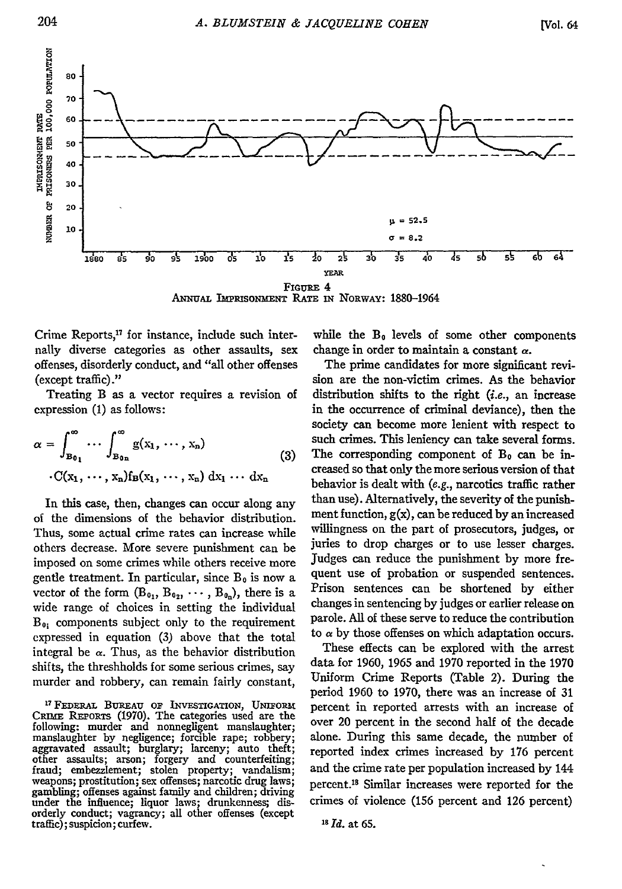FIGURE 4
ANNUAL IMPRISONMENT RATE IN NORWAY: 1880–1964

Crime Reports,[17] for instance, include such internally diverse categories as other assaults, sex offenses, disorderly conduct, and "all other offenses (except traffic)."

Treating B as a vector requires a revision of expression (1) as follows:

$$\alpha = \int_{B_{0_1}}^{\infty} \cdots \int_{B_{0_n}}^{\infty} g(x_1, \cdots, x_n) \cdot C(x_1, \cdots, x_n) f_B(x_1, \cdots, x_n) \, dx_1 \cdots dx_n \tag{3}$$

In this case, then, changes can occur along any of the dimensions of the behavior distribution. Thus, some actual crime rates can increase while others decrease. More severe punishment can be imposed on some crimes while others receive more gentle treatment. In particular, since $B_0$ is now a vector of the form $(B_{0_1}, B_{0_2}, \cdots, B_{0_n})$, there is a wide range of choices in setting the individual $B_{0_i}$ components subject only to the requirement expressed in equation (3) above that the total integral be $\alpha$. Thus, as the behavior distribution shifts, the threshholds for some serious crimes, say murder and robbery, can remain fairly constant, while the $B_0$ levels of some other components change in order to maintain a constant $\alpha$.

The prime candidates for more significant revision are the non-victim crimes. As the behavior distribution shifts to the right (*i.e.*, an increase in the occurrence of criminal deviance), then the society can become more lenient with respect to such crimes. This leniency can take several forms. The corresponding component of $B_0$ can be increased so that only the more serious version of that behavior is dealt with (*e.g.*, narcotics traffic rather than use). Alternatively, the severity of the punishment function, $g(x)$, can be reduced by an increased willingness on the part of prosecutors, judges, or juries to drop charges or to use lesser charges. Judges can reduce the punishment by more frequent use of probation or suspended sentences. Prison sentences can be shortened by either changes in sentencing by judges or earlier release on parole. All of these serve to reduce the contribution to $\alpha$ by those offenses on which adaptation occurs.

These effects can be explored with the arrest data for 1960, 1965 and 1970 reported in the 1970 Uniform Crime Reports (Table 2). During the period 1960 to 1970, there was an increase of 31 percent in reported arrests with an increase of over 20 percent in the second half of the decade alone. During this same decade, the number of reported index crimes increased by 176 percent and the crime rate per population increased by 144 percent.[18] Similar increases were reported for the crimes of violence (156 percent and 126 percent)

[17] FEDERAL BUREAU OF INVESTIGATION, UNIFORM CRIME REPORTS (1970). The categories used are the following: murder and nonnegligent manslaughter; manslaughter by negligence; forcible rape; robbery; aggravated assault; burglary; larceny; auto theft; other assaults; arson; forgery and counterfeiting; fraud; embezzlement; stolen property; vandalism; weapons; prostitution; sex offenses; narcotic drug laws; gambling; offenses against family and children; driving under the influence; liquor laws; drunkenness; disorderly conduct; vagrancy; all other offenses (except traffic); suspicion; curfew.

[18] *Id.* at 65.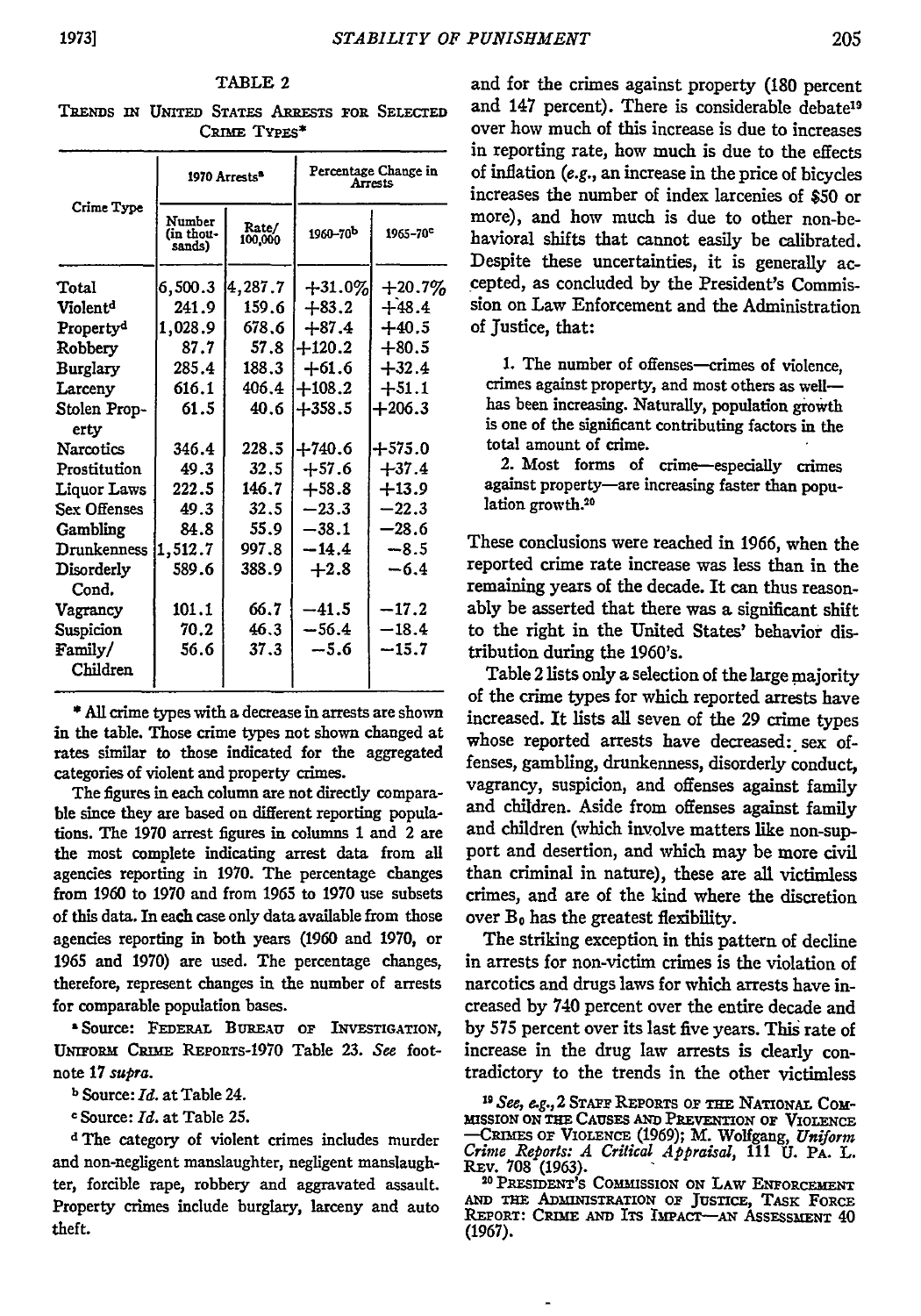TABLE 2

TRENDS IN UNITED STATES ARRESTS FOR SELECTED CRIME TYPES*

| Crime Type | 1970 Arrests[a] | | Percentage Change in Arrests | |
|---|---|---|---|---|
| | Number (in thousands) | Rate/ 100,000 | 1960–70[b] | 1965–70[c] |
| Total | 6,500.3 | 4,287.7 | +31.0% | +20.7% |
| Violent[d] | 241.9 | 159.6 | +83.2 | +48.4 |
| Property[d] | 1,028.9 | 678.6 | +87.4 | +40.5 |
| Robbery | 87.7 | 57.8 | +120.2 | +80.5 |
| Burglary | 285.4 | 188.3 | +61.6 | +32.4 |
| Larceny | 616.1 | 406.4 | +108.2 | +51.1 |
| Stolen Property | 61.5 | 40.6 | +358.5 | +206.3 |
| Narcotics | 346.4 | 228.5 | +740.6 | +575.0 |
| Prostitution | 49.3 | 32.5 | +57.6 | +37.4 |
| Liquor Laws | 222.5 | 146.7 | +58.8 | +13.9 |
| Sex Offenses | 49.3 | 32.5 | −23.3 | −22.3 |
| Gambling | 84.8 | 55.9 | −38.1 | −28.6 |
| Drunkenness | 1,512.7 | 997.8 | −14.4 | −8.5 |
| Disorderly Cond. | 589.6 | 388.9 | +2.8 | −6.4 |
| Vagrancy | 101.1 | 66.7 | −41.5 | −17.2 |
| Suspicion | 70.2 | 46.3 | −56.4 | −18.4 |
| Family/ Children | 56.6 | 37.3 | −5.6 | −15.7 |

\* All crime types with a decrease in arrests are shown in the table. Those crime types not shown changed at rates similar to those indicated for the aggregated categories of violent and property crimes.

The figures in each column are not directly comparable since they are based on different reporting populations. The 1970 arrest figures in columns 1 and 2 are the most complete indicating arrest data from all agencies reporting in 1970. The percentage changes from 1960 to 1970 and from 1965 to 1970 use subsets of this data. In each case only data available from those agencies reporting in both years (1960 and 1970, or 1965 and 1970) are used. The percentage changes, therefore, represent changes in the number of arrests for comparable population bases.

[a] Source: FEDERAL BUREAU OF INVESTIGATION, UNIFORM CRIME REPORTS-1970 Table 23. *See* footnote 17 *supra.*

[b] Source: *Id.* at Table 24.

[c] Source: *Id.* at Table 25.

[d] The category of violent crimes includes murder and non-negligent manslaughter, negligent manslaughter, forcible rape, robbery and aggravated assault. Property crimes include burglary, larceny and auto theft.

and for the crimes against property (180 percent and 147 percent). There is considerable debate[19] over how much of this increase is due to increases in reporting rate, how much is due to the effects of inflation (*e.g.*, an increase in the price of bicycles increases the number of index larcenies of $50 or more), and how much is due to other non-behavioral shifts that cannot easily be calibrated. Despite these uncertainties, it is generally accepted, as concluded by the President's Commission on Law Enforcement and the Administration of Justice, that:

> 1. The number of offenses—crimes of violence, crimes against property, and most others as well—has been increasing. Naturally, population growth is one of the significant contributing factors in the total amount of crime.
>
> 2. Most forms of crime—especially crimes against property—are increasing faster than population growth.[20]

These conclusions were reached in 1966, when the reported crime rate increase was less than in the remaining years of the decade. It can thus reasonably be asserted that there was a significant shift to the right in the United States' behavior distribution during the 1960's.

Table 2 lists only a selection of the large majority of the crime types for which reported arrests have increased. It lists all seven of the 29 crime types whose reported arrests have decreased: sex offenses, gambling, drunkenness, disorderly conduct, vagrancy, suspicion, and offenses against family and children. Aside from offenses against family and children (which involve matters like non-support and desertion, and which may be more civil than criminal in nature), these are all victimless crimes, and are of the kind where the discretion over $B_0$ has the greatest flexibility.

The striking exception in this pattern of decline in arrests for non-victim crimes is the violation of narcotics and drugs laws for which arrests have increased by 740 percent over the entire decade and by 575 percent over its last five years. This rate of increase in the drug law arrests is clearly contradictory to the trends in the other victimless

[19] *See, e.g.,* 2 STAFF REPORTS OF THE NATIONAL COMMISSION ON THE CAUSES AND PREVENTION OF VIOLENCE—CRIMES OF VIOLENCE (1969); M. Wolfgang, *Uniform Crime Reports: A Critical Appraisal,* 111 U. PA. L. REV. 708 (1963).

[20] PRESIDENT'S COMMISSION ON LAW ENFORCEMENT AND THE ADMINISTRATION OF JUSTICE, TASK FORCE REPORT: CRIME AND ITS IMPACT—AN ASSESSMENT 40 (1967).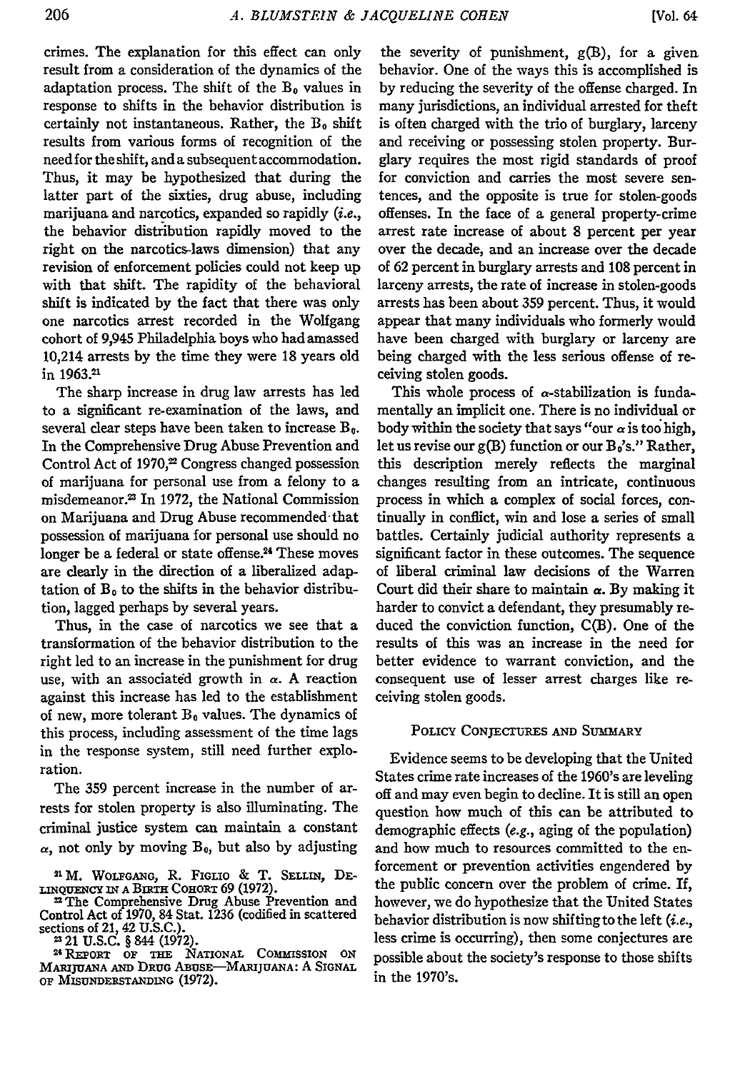crimes. The explanation for this effect can only result from a consideration of the dynamics of the adaptation process. The shift of the $B_0$ values in response to shifts in the behavior distribution is certainly not instantaneous. Rather, the $B_0$ shift results from various forms of recognition of the need for the shift, and a subsequent accommodation. Thus, it may be hypothesized that during the latter part of the sixties, drug abuse, including marijuana and narcotics, expanded so rapidly (*i.e.*, the behavior distribution rapidly moved to the right on the narcotics-laws dimension) that any revision of enforcement policies could not keep up with that shift. The rapidity of the behavioral shift is indicated by the fact that there was only one narcotics arrest recorded in the Wolfgang cohort of 9,945 Philadelphia boys who had amassed 10,214 arrests by the time they were 18 years old in 1963.[21]

The sharp increase in drug law arrests has led to a significant re-examination of the laws, and several clear steps have been taken to increase $B_0$. In the Comprehensive Drug Abuse Prevention and Control Act of 1970,[22] Congress changed possession of marijuana for personal use from a felony to a misdemeanor.[23] In 1972, the National Commission on Marijuana and Drug Abuse recommended that possession of marijuana for personal use should no longer be a federal or state offense.[24] These moves are clearly in the direction of a liberalized adaptation of $B_0$ to the shifts in the behavior distribution, lagged perhaps by several years.

Thus, in the case of narcotics we see that a transformation of the behavior distribution to the right led to an increase in the punishment for drug use, with an associated growth in $\alpha$. A reaction against this increase has led to the establishment of new, more tolerant $B_0$ values. The dynamics of this process, including assessment of the time lags in the response system, still need further exploration.

The 359 percent increase in the number of arrests for stolen property is also illuminating. The criminal justice system can maintain a constant $\alpha$, not only by moving $B_0$, but also by adjusting the severity of punishment, $g(B)$, for a given behavior. One of the ways this is accomplished is by reducing the severity of the offense charged. In many jurisdictions, an individual arrested for theft is often charged with the trio of burglary, larceny and receiving or possessing stolen property. Burglary requires the most rigid standards of proof for conviction and carries the most severe sentences, and the opposite is true for stolen-goods offenses. In the face of a general property-crime arrest rate increase of about 8 percent per year over the decade, and an increase over the decade of 62 percent in burglary arrests and 108 percent in larceny arrests, the rate of increase in stolen-goods arrests has been about 359 percent. Thus, it would appear that many individuals who formerly would have been charged with burglary or larceny are being charged with the less serious offense of receiving stolen goods.

This whole process of $\alpha$-stabilization is fundamentally an implicit one. There is no individual or body within the society that says "our $\alpha$ is too high, let us revise our $g(B)$ function or our $B_0$'s." Rather, this description merely reflects the marginal changes resulting from an intricate, continuous process in which a complex of social forces, continually in conflict, win and lose a series of small battles. Certainly judicial authority represents a significant factor in these outcomes. The sequence of liberal criminal law decisions of the Warren Court did their share to maintain $\alpha$. By making it harder to convict a defendant, they presumably reduced the conviction function, $C(B)$. One of the results of this was an increase in the need for better evidence to warrant conviction, and the consequent use of lesser arrest charges like receiving stolen goods.

## Policy Conjectures and Summary

Evidence seems to be developing that the United States crime rate increases of the 1960's are leveling off and may even begin to decline. It is still an open question how much of this can be attributed to demographic effects (*e.g.*, aging of the population) and how much to resources committed to the enforcement or prevention activities engendered by the public concern over the problem of crime. If, however, we do hypothesize that the United States behavior distribution is now shifting to the left (*i.e.*, less crime is occurring), then some conjectures are possible about the society's response to those shifts in the 1970's.

---

[21] M. Wolfgang, R. Figlio & T. Sellin, Delinquency in a Birth Cohort 69 (1972).

[22] The Comprehensive Drug Abuse Prevention and Control Act of 1970, 84 Stat. 1236 (codified in scattered sections of 21, 42 U.S.C.).

[23] 21 U.S.C. § 844 (1972).

[24] Report of the National Commission on Marijuana and Drug Abuse—Marijuana: A Signal of Misunderstanding (1972).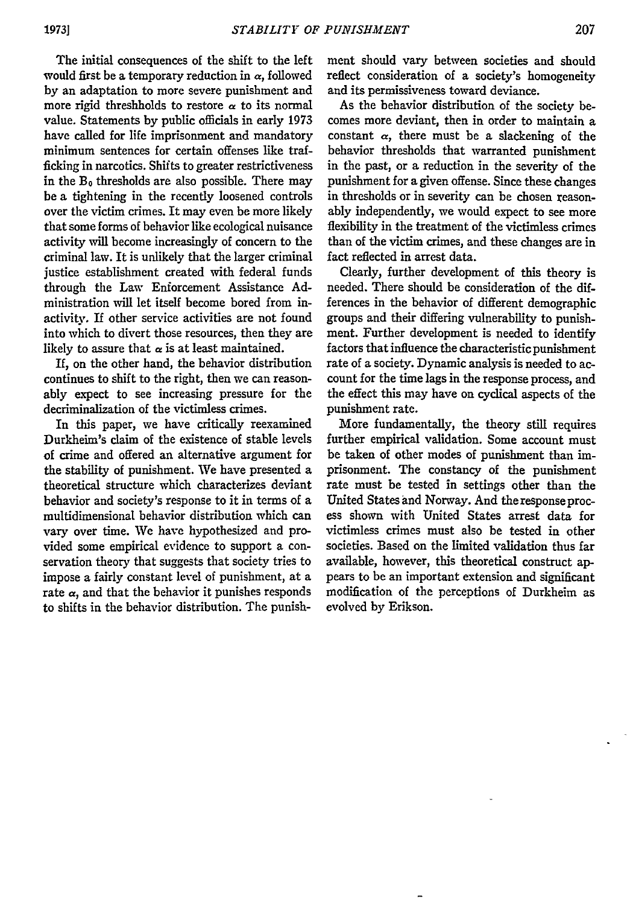The initial consequences of the shift to the left would first be a temporary reduction in $\alpha$, followed by an adaptation to more severe punishment and more rigid threshholds to restore $\alpha$ to its normal value. Statements by public officials in early 1973 have called for life imprisonment and mandatory minimum sentences for certain offenses like trafficking in narcotics. Shifts to greater restrictiveness in the $B_0$ thresholds are also possible. There may be a tightening in the recently loosened controls over the victim crimes. It may even be more likely that some forms of behavior like ecological nuisance activity will become increasingly of concern to the criminal law. It is unlikely that the larger criminal justice establishment created with federal funds through the Law Enforcement Assistance Administration will let itself become bored from inactivity. If other service activities are not found into which to divert those resources, then they are likely to assure that $\alpha$ is at least maintained.

If, on the other hand, the behavior distribution continues to shift to the right, then we can reasonably expect to see increasing pressure for the decriminalization of the victimless crimes.

In this paper, we have critically reexamined Durkheim's claim of the existence of stable levels of crime and offered an alternative argument for the stability of punishment. We have presented a theoretical structure which characterizes deviant behavior and society's response to it in terms of a multidimensional behavior distribution which can vary over time. We have hypothesized and provided some empirical evidence to support a conservation theory that suggests that society tries to impose a fairly constant level of punishment, at a rate $\alpha$, and that the behavior it punishes responds to shifts in the behavior distribution. The punishment should vary between societies and should reflect consideration of a society's homogeneity and its permissiveness toward deviance.

As the behavior distribution of the society becomes more deviant, then in order to maintain a constant $\alpha$, there must be a slackening of the behavior thresholds that warranted punishment in the past, or a reduction in the severity of the punishment for a given offense. Since these changes in thresholds or in severity can be chosen reasonably independently, we would expect to see more flexibility in the treatment of the victimless crimes than of the victim crimes, and these changes are in fact reflected in arrest data.

Clearly, further development of this theory is needed. There should be consideration of the differences in the behavior of different demographic groups and their differing vulnerability to punishment. Further development is needed to identify factors that influence the characteristic punishment rate of a society. Dynamic analysis is needed to account for the time lags in the response process, and the effect this may have on cyclical aspects of the punishment rate.

More fundamentally, the theory still requires further empirical validation. Some account must be taken of other modes of punishment than imprisonment. The constancy of the punishment rate must be tested in settings other than the United States and Norway. And the response process shown with United States arrest data for victimless crimes must also be tested in other societies. Based on the limited validation thus far available, however, this theoretical construct appears to be an important extension and significant modification of the perceptions of Durkheim as evolved by Erikson.